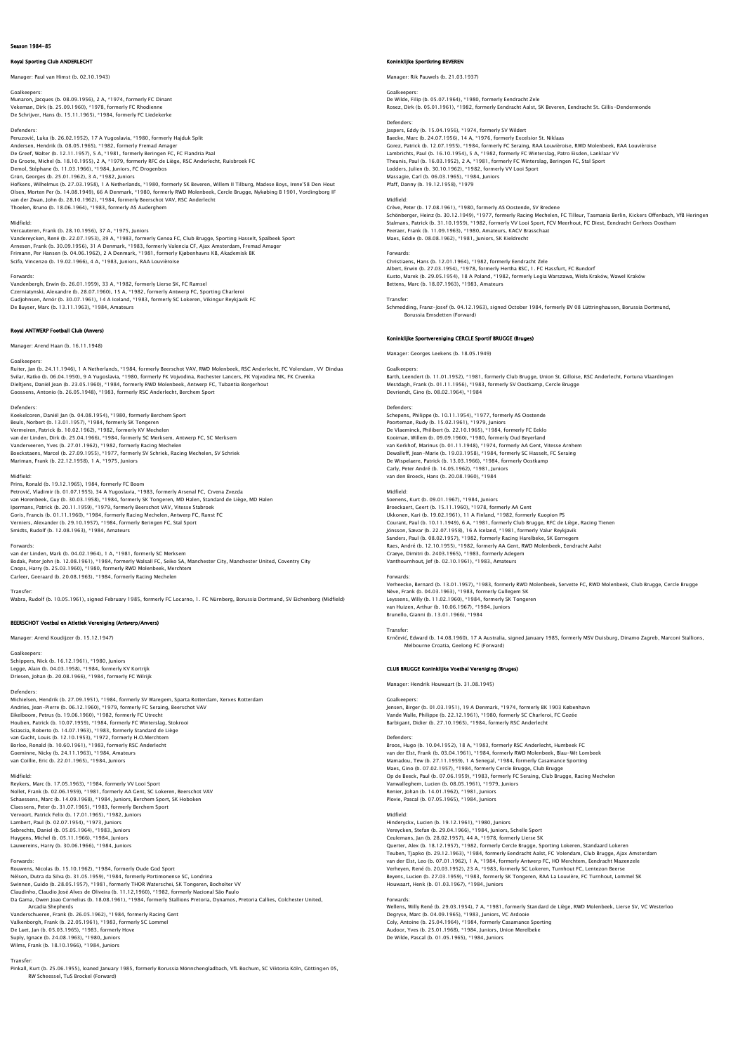# Season 1984–85

## Royal Sporting Club ANDERLECHT

Manager: Paul van Himst (b. 02.10.1943)

Goalkeepers:
Munaron, Jacques (b. 08.09.1956), 2 A, *1974, formerly FC Dinant
Vekeman, Dirk (b. 25.09.1960), *1978, formerly FC Rhodienne
De Schrijver, Hans (b. 15.11.1965), *1984, formerly FC Liedekerke

Defenders:
Peruzović, Luka (b. 26.02.1952), 17 A Yugoslavia, *1980, formerly Hajduk Split
Andersen, Hendrik (b. 08.05.1965), *1982, formerly Fremad Amager
De Greef, Walter (b. 12.11.1957), 5 A, *1981, formerly Beringen FC, FC Flandria Paal
De Groote, Michel (b. 18.10.1955), 2 A, *1979, formerly RFC de Liège, RSC Anderlecht, Ruisbroek FC
Demol, Stéphane (b. 11.03.1966), *1984, Juniors, FC Drogenbos
Grün, Georges (b. 25.01.1962), 3 A, *1982, Juniors
Hofkens, Wilhelmus (b. 27.03.1958), 1 A Netherlands, *1980, formerly SK Beveren, Willem II Tilburg, Madese Boys, Irene'58 Den Hout
Olsen, Morten Per (b. 14.08.1949), 66 A Denmark, *1980, formerly RWD Molenbeek, Cercle Brugge, Nykøbing B 1901, Vordingborg IF
van der Zwan, John (b. 28.10.1962), *1984, formerly Beerschot VAV, RSC Anderlecht
Thoelen, Bruno (b. 18.06.1964), *1983, formerly AS Auderghem

Midfield:
Vercauteren, Frank (b. 28.10.1956), 37 A, *1975, Juniors
Vandereycken, René (b. 22.07.1953), 39 A, *1983, formerly Genoa FC, Club Brugge, Sporting Hasselt, Spalbeek Sport
Arnesen, Frank (b. 30.09.1956), 31 A Denmark, *1983, formerly Valencia CF, Ajax Amsterdam, Fremad Amager
Frimann, Per Hansen (b. 04.06.1962), 2 A Denmark, *1981, formerly Københavns KB, Akademisk BK
Scifo, Vincenzo (b. 19.02.1966), 4 A, *1983, Juniors, RAA Louviéroise

Forwards:
Vandenbergh, Erwin (b. 26.01.1959), 33 A, *1982, formerly Lierse SK, FC Ramsel
Czerniatynski, Alexandre (b. 28.07.1960), 15 A, *1982, formerly Antwerp FC, Sporting Charleroi
Gudjohnsen, Arnór (b. 30.07.1961), 14 A Iceland, *1983, formerly SC Lokeren, Vikingur Reykjavik FC
De Buyser, Marc (b. 13.11.1963), *1984, Amateurs

## Royal ANTWERP Football Club (Anvers)

Manager: Arend Haan (b. 16.11.1948)

Goalkeepers:
Ruiter, Jan (b. 24.11.1946), 1 A Netherlands, *1984, formerly Beerschot VAV, RWD Molenbeek, RSC Anderlecht, FC Volendam, VV Dindua
Svilar, Ratko (b. 06.04.1950), 9 A Yugoslavia, *1980, formerly FK Vojvodina, Rochester Lancers, FK Vojvodina NK, FK Crvenka
Dieltjens, Daniël Jan (b. 23.05.1960), *1984, formerly RWD Molenbeek, Antwerp FC, Tubantia Borgerhout
Goossens, Antonio (b. 26.05.1948), *1983, formerly RSC Anderlecht, Berchem Sport

Defenders:
Koekelcoren, Daniël Jan (b. 04.08.1954), *1980, formerly Berchem Sport
Beuls, Norbert (b. 13.01.1957), *1984, formerly SK Tongeren
Vermeiren, Patrick (b. 10.02.1962), *1982, formerly KV Mechelen
van der Linden, Dirk (b. 25.04.1966), *1984, formerly SC Merksem, Antwerp FC, SC Merksem
Vanderveeren, Yves (b. 27.01.1962), *1982, formerly Racing Mechelen
Boeckstaens, Marcel (b. 27.09.1955), *1977, formerly SV Schriek, Racing Mechelen, SV Schriek
Mariman, Frank (b. 22.12.1958), 1 A, *1975, Juniors

Midfield:
Prins, Ronald (b. 19.12.1965), 1984, formerly FC Boom
Petrović, Vladimir (b. 01.07.1955), 34 A Yugoslavia, *1983, formerly Arsenal FC, Crvena Zvezda
van Horenbeek, Guy (b. 30.03.1958), *1984, formerly SK Tongeren, MD Halen, Standard de Liège, MD Halen
Ipermans, Patrick (b. 20.11.1959), *1979, formerly Beerschot VAV, Vitesse Stabroek
Goris, Francis (b. 01.11.1960), *1984, formerly Racing Mechelen, Antwerp FC, Ranst FC
Verniers, Alexander (b. 29.10.1957), *1984, formerly Beringen FC, Stal Sport
Smidts, Rudolf (b. 12.08.1963), *1984, Amateurs

Forwards:
van der Linden, Mark (b. 04.02.1964), 1 A, *1981, formerly SC Merksem
Bodak, Peter John (b. 12.08.1961), *1984, formerly Walsall FC, Seiko SA, Manchester City, Manchester United, Coventry City
Cnops, Harry (b. 25.03.1960), *1980, formerly RWD Molenbeek, Merchtem
Carleer, Geeraard (b. 20.08.1963), *1984, formerly Racing Mechelen

Transfer:
Wabra, Rudolf (b. 10.05.1961), signed February 1985, formerly FC Locarno, 1. FC Nürnberg, Borussia Dortmund, SV Eichenberg (Midfield)

## BEERSCHOT Voetbal en Atletiek Vereniging (Antwerp/Anvers)

Manager: Arend Koudijzer (b. 15.12.1947)

Goalkeepers:
Schippers, Nick (b. 16.12.1961), *1980, Juniors
Legge, Alain (b. 04.03.1958), *1984, formerly KV Kortrijk
Driesen, Johan (b. 20.08.1966), *1984, formerly FC Wilrijk

Defenders:
Michielsen, Hendrik (b. 27.09.1951), *1984, formerly SV Waregem, Sparta Rotterdam, Xerxes Rotterdam
Andries, Jean-Pierre (b. 06.12.1960), *1979, formerly FC Seraing, Beerschot VAV
Eikelboom, Petrus (b. 19.06.1960), *1982, formerly FC Utrecht
Houben, Patrick (b. 10.07.1959), *1984, formerly FC Winterslag, Stokrooi
Sciascia, Roberto (b. 14.07.1963), *1983, formerly Standard de Liège
van Gucht, Louis (b. 12.10.1953), *1972, formerly H.O.Merchtem
Borloo, Ronald (b. 10.60.1961), *1983, formerly RSC Anderlecht
Goeminne, Nicky (b. 24.11.1963), *1984, Amateurs
van Coillie, Eric (b. 22.01.1965), *1984, Juniors

Midfield:
Reykers, Marc (b. 17.05.1963), *1984, formerly VV Looi Sport
Nollet, Frank (b. 02.06.1959), *1981, formerly AA Gent, SC Lokeren, Beerschot VAV
Schaessens, Marc (b. 14.09.1968), *1984, Juniors, Berchem Sport, SK Hoboken
Claessens, Peter (b. 31.07.1965), *1983, formerly Berchem Sport
Vervoort, Patrick Felix (b. 17.01.1965), *1982, Juniors
Lambert, Paul (b. 02.07.1954), *1973, Juniors
Sebrechts, Daniel (b. 05.05.1964), *1983, Juniors
Huygens, Michel (b. 05.11.1966), *1984, Juniors
Lauwereins, Harry (b. 30.06.1966), *1984, Juniors

Forwards:
Rouwens, Nicolas (b. 15.10.1962), *1984, formerly Oude God Sport
Nélson, Dutra da Silva (b. 31.05.1959), *1984, formerly Portimonense SC, Londrina
Swinnen, Guido (b. 28.05.1957), *1981, formerly THOR Waterschei, SK Tongeren, Bocholter VV
Claudinho, Claudio José Alves de Oliveira (b. 11.12,1960), *1982, formerly Nacional São Paulo
Da Gama, Owen Joao Cornelius (b. 18.08.1961), *1984, formerly Stallions Pretoria, Dynamos, Pretoria Callies, Colchester United, Arcadia Shepherds
Vanderschueren, Frank (b. 26.05.1962), *1984, formerly Racing Gent
Valkenborgh, Frank (b. 22.05.1961), *1983, formerly SC Lommel
De Laet, Jan (b. 05.03.1965), *1983, formerly Hove
Suply, Ignace (b. 24.08.1963), *1980, Juniors
Wilms, Frank (b. 18.10.1966), *1984, Juniors

Transfer:
Pinkall, Kurt (b. 25.06.1955), loaned January 1985, formerly Borussia Mönnchengladbach, VfL Bochum, SC Viktoria Köln, Göttingen 05, RW Scheessel, TuS Brockel (Forward)

## Koninklijke Sportkring BEVEREN

Manager: Rik Pauwels (b. 21.03.1937)

Goalkeepers:
De Wilde, Filip (b. 05.07.1964), *1980, formerly Eendracht Zele
Rosez, Dirk (b. 05.01.1961), *1982, formerly Eendracht Aalst, SK Beveren, Eendracht St. Gillis-Dendermonde

Defenders:
Jaspers, Eddy (b. 15.04.1956), *1974, formerly SV Wildert
Baecke, Marc (b. 24.07.1956), 14 A, *1976, formerly Excelsior St. Niklaas
Gorez, Patrick (b. 12.07.1955), *1984, formerly FC Seraing, RAA Louviéroise, RWD Molenbeek, RAA Louviéroise
Lambrichts, Paul (b. 16.10.1954), 5 A, *1982, formerly FC Winterslag, Patro Eisden, Lanklaar VV
Theunis, Paul (b. 16.03.1952), 2 A, *1981, formerly FC Winterslag, Beringen FC, Stal Sport
Lodders, Julien (b. 30.10.1962), *1982, formerly VV Looi Sport
Massagie, Carl (b. 06.03.1965), *1984, Juniors
Pfaff, Danny (b. 19.12.1958), *1979

Midfield:
Crève, Peter (b. 17.08.1961), *1980, formerly AS Oostende, SV Bredene
Schönberger, Heinz (b. 30.12.1949), *1977, formerly Racing Mechelen, FC Tilleur, Tasmania Berlin, Kickers Offenbach, VfB Heringen
Stalmans, Patrick (b. 31.10.1959), *1982, formerly VV Looi Sport, FCV Meerhout, FC Diest, Eendracht Gerhees Oostham
Peeraer, Frank (b. 11.09.1963), *1980, Amateurs, KACV Brasschaat
Maes, Eddie (b. 08.08.1962), *1981, Juniors, SK Kieldrecht

Forwards:
Christiaens, Hans (b. 12.01.1964), *1982, formerly Eendracht Zele
Albert, Erwin (b. 27.03.1954), *1978, formerly Hertha BSC, 1. FC Hassfurt, FC Bundorf
Kusto, Marek (b. 29.05.1954), 18 A Poland, *1982, formerly Legia Warszawa, Wisła Kraków, Wawel Kraków
Bettens, Marc (b. 18.07.1963), *1983, Amateurs

Transfer:
Schmedding, Franz-Josef (b. 04.12.1963), signed October 1984, formerly BV 08 Lüttringhausen, Borussia Dortmund, Borussia Emsdetten (Forward)

## Koninklijke Sportvereniging CERCLE Sportif BRUGGE (Bruges)

Manager: Georges Leekens (b. 18.05.1949)

Goalkeepers:
Barth, Leendert (b. 11.01.1952), *1981, formerly Club Brugge, Union St. Gilloise, RSC Anderlecht, Fortuna Vlaardingen
Mestdagh, Frank (b. 01.11.1956), *1983, formerly SV Oostkamp, Cercle Brugge
Devriendt, Gino (b. 08.02.1964), *1984

Defenders:
Schepens, Philippe (b. 10.11.1954), *1977, formerly AS Oostende
Poorteman, Rudy (b. 15.02.1961), *1979, Juniors
De Vlaeminck, Philibert (b. 22.10.1965), *1984, formerly FC Eeklo
Kooiman, Willem (b. 09.09.1960), *1980, formerly Oud Beyerland
van Kerkhof, Marinus (b. 01.11.1948), *1974, formerly AA Gent, Vitesse Arnhem
Dewalleff, Jean-Marie (b. 19.03.1958), *1984, formerly SC Hasselt, FC Seraing
De Wispelaere, Patrick (b. 13.03.1966), *1984, formerly Oostkamp
Carly, Peter André (b. 14.05.1962), *1981, Juniors
van den Broeck, Hans (b. 20.08.1960), *1984

Midfield:
Soenens, Kurt (b. 09.01.1967), *1984, Juniors
Broeckaert, Geert (b. 15.11.1960), *1978, formerly AA Gent
Ukkonen, Kari (b. 19.02.1961), 11 A Finland, *1982, formerly Kuopion PS
Courant, Paul (b. 10.11.1949), 6 A, *1981, formerly Club Brugge, RFC de Liège, Racing Tienen
Jónsson, Sævar (b. 22.07.1958), 16 A Iceland, *1981, formerly Valur Reykjavik
Sanders, Paul (b. 08.02.1957), *1982, formerly Racing Harelbeke, SK Eernegem
Raes, André (b. 12.10.1955), *1982, formerly AA Gent, RWD Molenbeek, Eendracht Aalst
Craeye, Dimitri (b. 2403.1965), *1983, formerly Adegem
Vanthournhout, Jef (b. 02.10.1961), *1983, Amateurs

Forwards:
Verheecke, Bernard (b. 13.01.1957), *1983, formerly RWD Molenbeek, Servette FC, RWD Molenbeek, Club Brugge, Cercle Brugge
Nève, Frank (b. 04.03.1963), *1983, formerly Gullegem SK
Leyssens, Willy (b. 11.02.1960), *1984, formerly SK Tongeren
van Huizen, Arthur (b. 10.06.1967), *1984, Juniors
Brunello, Gianni (b. 13.01.1966), *1984

Transfer:
Krnčević, Edward (b. 14.08.1960), 17 A Australia, signed January 1985, formerly MSV Duisburg, Dinamo Zagreb, Marconi Stallions, Melbourne Croatia, Geelong FC (Forward)

## CLUB BRUGGE Koninklijke Voetbal Vereniging (Bruges)

Manager: Hendrik Houwaart (b. 31.08.1945)

Goalkeepers:
Jensen, Birger (b. 01.03.1951), 19 A Denmark, *1974, formerly BK 1903 København
Vande Walle, Philippe (b. 22.12.1961), *1980, formerly SC Charleroi, FC Gozée
Barbigant, Didier (b. 27.10.1965), *1984, formerly RSC Anderlecht

Defenders:
Broos, Hugo (b. 10.04.1952), 18 A, *1983, formerly RSC Anderlecht, Humbeek FC
van der Elst, Frank (b. 03.04.1961), *1984, formerly RWD Molenbeek, Blau-Wit Lombeek
Mamadou, Tew (b. 27.11.1959), 1 A Senegal, *1984, formerly Casamance Sporting
Maes, Gino (b. 07.02.1957), *1984, formerly Cercle Brugge, Club Brugge
Op de Beeck, Paul (b. 07.06.1959), *1983, formerly FC Seraing, Club Brugge, Racing Mechelen
Vanwalleghem, Lucien (b. 08.05.1961), *1979, Juniors
Renier, Johan (b. 14.01.1962), *1981, Juniors
Plovie, Pascal (b. 07.05.1965), *1984, Juniors

Midfield:
Hinderyckx, Lucien (b. 19.12.1961), *1980, Juniors
Vereycken, Stefan (b. 29.04.1966), *1984, Juniors, Schelle Sport
Ceulemans, Jan (b. 28.02.1957), 44 A, *1978, formerly Lierse SK
Querter, Alex (b. 18.12.1957), *1982, formerly Cercle Brugge, Sporting Lokeren, Standaard Lokeren
Teuben, Tjapko (b. 29.12.1963), *1984, formerly Eendracht Aalst, FC Volendam, Club Brugge, Ajax Amsterdam
van der Elst, Leo (b. 07.01.1962), 1 A, *1984, formerly Antwerp FC, HO Merchtem, Eendracht Mazenzele
Verheyen, René (b. 20.03.1952), 23 A, *1983, formerly SC Lokeren, Turnhout FC, Lentezon Beerse
Beyens, Lucien (b. 27.03.1959), *1983, formerly SK Tongeren, RAA La Louvière, FC Turnhout, Lommel SK
Houwaart, Henk (b. 01.03.1967), *1984, Juniors

Forwards:
Wellens, Willy René (b. 29.03.1954), 7 A, *1981, formerly Standard de Liège, RWD Molenbeek, Lierse SV, VC Westerloo
Degryse, Marc (b. 04.09.1965), *1983, Juniors, VC Ardooie
Coly, Antoine (b. 25.04.1964), *1984, formerly Casamance Sporting
Audoor, Yves (b. 25.01.1968), *1984, Juniors, Union Merelbeke
De Wilde, Pascal (b. 01.05.1965), *1984, Juniors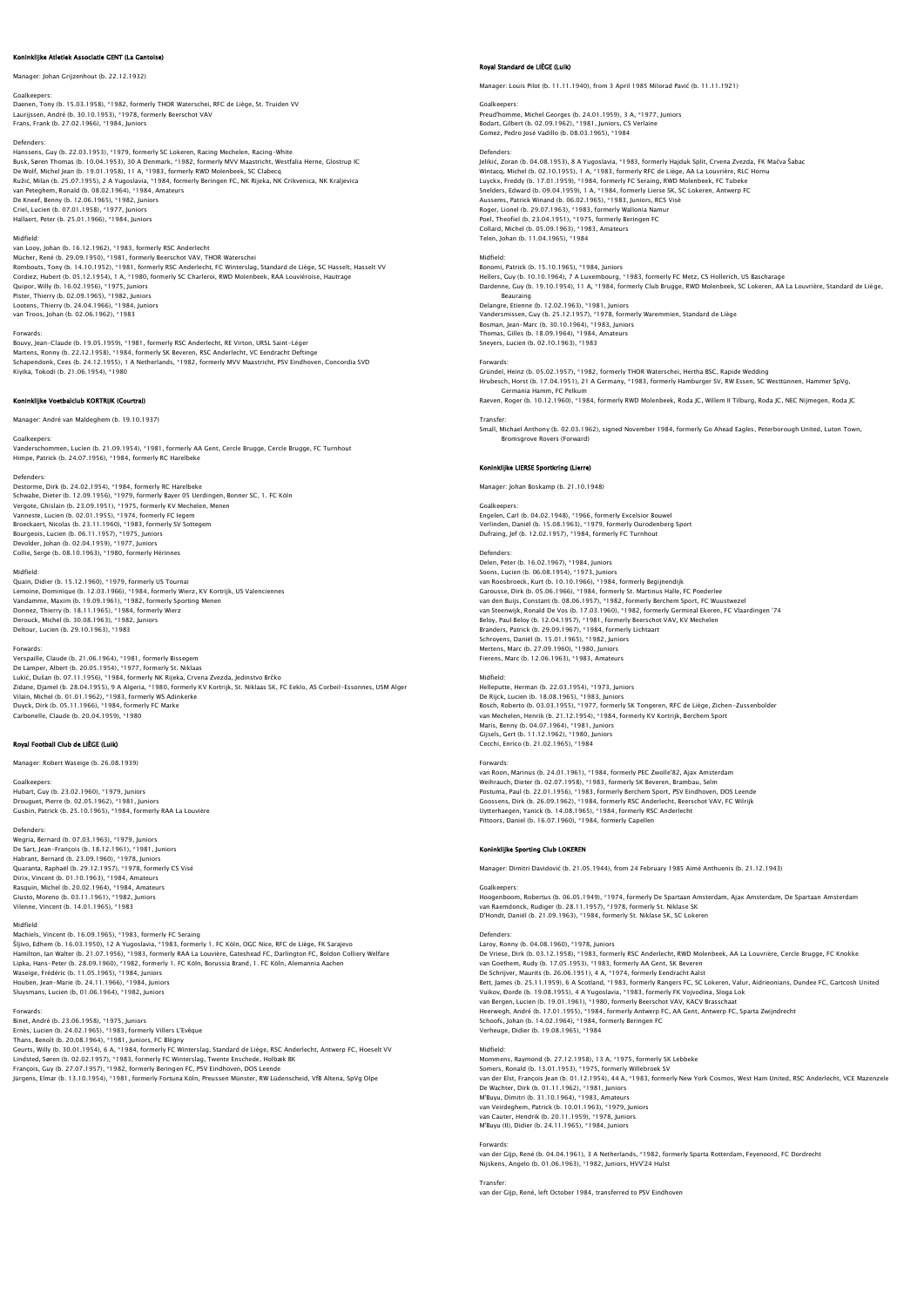## Koninklijke Atletiek Associatie GENT (La Gantoise)

Manager: Johan Grijzenhout (b. 22.12.1932)

Goalkeepers:
Daenen, Tony (b. 15.03.1958), *1982, formerly THOR Waterschei, RFC de Liège, St. Truiden VV
Laurijssen, André (b. 30.10.1953), *1978, formerly Beerschot VAV
Frans, Frank (b. 27.02.1966), *1984, Juniors

Defenders:
Hanssens, Guy (b. 22.03.1953), *1979, formerly SC Lokeren, Racing Mechelen, Racing-White
Busk, Søren Thomas (b. 10.04.1953), 30 A Denmark, *1982, formerly MVV Maastricht, Westfalia Herne, Glostrup IC
De Wolf, Michel Jean (b. 19.01.1958), 11 A, *1983, formerly RWD Molenbeek, SC Clabecq
Ružić, Milan (b. 25.07.1955), 2 A Yugoslavia, *1984, formerly Beringen FC, NK Rijeka, NK Crikvenica, NK Kraljevica
van Peteghem, Ronald (b. 08.02.1964), *1984, Amateurs
De Kneef, Benny (b. 12.06.1965), *1982, Juniors
Criel, Lucien (b. 07.01.1958), *1977, Juniors
Hallaert, Peter (b. 25.01.1966), *1984, Juniors

Midfield:
van Looy, Johan (b. 16.12.1962), *1983, formerly RSC Anderlecht
Mücher, René (b. 29.09.1950), *1981, formerly Beerschot VAV, THOR Waterschei
Rombouts, Tony (b. 14.10.1952), *1981, formerly RSC Anderlecht, FC Winterslag, Standard de Liège, SC Hasselt, Hasselt VV
Cordiez, Hubert (b. 05.12.1954), 1 A, *1980, formerly SC Charleroi, RWD Molenbeek, RAA Louviéroise, Hautrage
Quipor, Willy (b. 16.02.1956), *1975, Juniors
Pister, Thierry (b. 02.09.1965), *1982, Juniors
Lootens, Thierry (b. 24.04.1966), *1984, Juniors
van Troos, Johan (b. 02.06.1962), *1983

Forwards:
Bouvy, Jean-Claude (b. 19.05.1959), *1981, formerly RSC Anderlecht, RE Virton, URSL Saint-Léger
Martens, Ronny (b. 22.12.1958), *1984, formerly SK Beveren, RSC Anderlecht, VC Eendracht Deftinge
Schapendonk, Cees (b. 24.12.1955), 1 A Netherlands, *1982, formerly MVV Maastricht, PSV Eindhoven, Concordia SVD
Kiyika, Tokodi (b. 21.06.1954), *1980

## Koninklijke Voetbalclub KORTRIJK (Courtrai)

Manager: André van Maldeghem (b. 19.10.1937)

Goalkeepers:
Vanderschommen, Lucien (b. 21.09.1954), *1981, formerly AA Gent, Cercle Brugge, Cercle Brugge, FC Turnhout
Himpe, Patrick (b. 24.07.1956), *1984, formerly RC Harelbeke

Defenders:
Destorme, Dirk (b. 24.02.1954), *1984, formerly RC Harelbeke
Schwabe, Dieter (b. 12.09.1956), *1979, formerly Bayer 05 Uerdingen, Bonner SC, 1. FC Köln
Vergote, Ghislain (b. 23.09.1951), *1975, formerly KV Mechelen, Menen
Vanneste, Lucien (b. 02.01.1955), *1974, formerly FC Iegem
Broeckaert, Nicolas (b. 23.11.1960), *1983, formerly SV Sottegem
Bourgeois, Lucien (b. 06.11.1957), *1975, Juniors
Devolder, Johan (b. 02.04.1959), *1977, Juniors
Collie, Serge (b. 08.10.1963), *1980, formerly Hérinnes

Midfield:
Quain, Didier (b. 15.12.1960), *1979, formerly US Tournai
Lemoine, Dominique (b. 12.03.1966), *1984, formerly Wierz, KV Kortrijk, US Valenciennes
Vandamme, Maxim (b. 19.09.1961), *1982, formerly Sporting Menen
Donnez, Thierry (b. 18.11.1965), *1984, formerly Wierz
Derouck, Michel (b. 30.08.1963), *1982, Juniors
Deltour, Lucien (b. 29.10.1963), *1983

Forwards:
Verspaille, Claude (b. 21.06.1964), *1981, formerly Bissegem
De Lamper, Albert (b. 20.05.1954), *1977, formerly St. Niklaas
Lukić, Dušan (b. 07.11.1956), *1984, formerly NK Rijeka, Crvena Zvezda, Jedinstvo Brčko
Zidane, Djamel (b. 28.04.1955), 9 A Algeria, *1980, formerly KV Kortrijk, St. Niklaas SK, FC Eeklo, AS Corbeil-Essonnes, USM Alger
Vilain, Michel (b. 01.01.1962), *1983, formerly WS Adinkerke
Duyck, Dirk (b. 05.11.1966), *1984, formerly FC Marke
Carbonelle, Claude (b. 20.04.1959), *1980

## Royal Football Club de LIÈGE (Luik)

Manager: Robert Waseige (b. 26.08.1939)

Goalkeepers:
Hubart, Guy (b. 23.02.1960), *1979, Juniors
Drouguet, Pierre (b. 02.05.1962), *1981, Juniors
Gusbin, Patrick (b. 25.10.1965), *1984, formerly RAA La Louvière

Defenders:
Wegria, Bernard (b. 07.03.1963), *1979, Juniors
De Sart, Jean-François (b. 18.12.1961), *1981, Juniors
Habrant, Bernard (b. 23.09.1960), *1978, Juniors
Quaranta, Raphaël (b. 29.12.1957), *1978, formerly CS Visé
Dirix, Vincent (b. 01.10.1963), *1984, Amateurs
Rasquin, Michel (b. 20.02.1964), *1984, Amateurs
Giusto, Moreno (b. 03.11.1961), *1982, Juniors
Vilenne, Vincent (b. 14.01.1965), *1983

Midfield:
Machiels, Vincent (b. 16.09.1965), *1983, formerly FC Seraing
Šljivo, Edhem (b. 16.03.1950), 12 A Yugoslavia, *1983, formerly 1. FC Köln, OGC Nice, RFC de Liège, FK Sarajevo
Hamilton, Ian Walter (b. 21.07.1956), *1983, formerly RAA La Louvière, Gateshead FC, Darlington FC, Boldon Colliery Welfare
Lipka, Hans-Peter (b. 28.09.1960), *1982, formerly 1. FC Köln, Borussia Brand, 1. FC Köln, Alemannia Aachen
Waseige, Frédéric (b. 11.05.1965), *1984, Juniors
Houben, Jean-Marie (b. 24.11.1966), *1984, Juniors
Sluysmans, Lucien (b. 01.06.1964), *1982, Juniors

Forwards:
Binet, André (b. 23.06.1958), *1975, Juniors
Ernès, Lucien (b. 24.02.1965), *1983, formerly Villers L'Evêque
Thans, Benolt (b. 20.08.1964), *1981, Juniors, FC Blégny
Geurts, Willy (b. 30.01.1954), 6 A, *1984, formerly FC Winterslag, Standard de Liège, RSC Anderlecht, Antwerp FC, Hoeselt VV
Lindsted, Søren (b. 02.02.1957), *1983, formerly FC Winterslag, Twente Enschede, Holbæk BK
François, Guy (b. 27.07.1957), *1982, formerly Beringen FC, PSV Eindhoven, DOS Leende
Jürgens, Elmar (b. 13.10.1954), *1981, formerly Fortuna Köln, Preussen Münster, RW Lüdenscheid, VfB Altena, SpVg Olpe

## Royal Standard de LIÈGE (Luik)

Manager: Louis Pilot (b. 11.11.1940), from 3 April 1985 Milorad Pavić (b. 11.11.1921)

Goalkeepers:
Preud'homme, Michel Georges (b. 24.01.1959), 3 A, *1977, Juniors
Bodart, Gilbert (b. 02.09.1962), *1981, Juniors, CS Verlaine
Gomez, Pedro José Vadillo (b. 08.03.1965), *1984

Defenders:
Jelikić, Zoran (b. 04.08.1953), 8 A Yugoslavia, *1983, formerly Hajduk Split, Crvena Zvezda, FK Mačva Šabac
Wintacq, Michel (b. 02.10.1955), 1 A, *1983, formerly RFC de Liège, AA La Louvrière, RLC Hornu
Luyckx, Freddy (b. 17.01.1959), *1984, formerly FC Seraing, RWD Molenbeek, FC Tubeke
Snelders, Edward (b. 09.04.1959), 1 A, *1984, formerly Lierse SK, SC Lokeren, Antwerp FC
Aussems, Patrick Winand (b. 06.02.1965), *1983, Juniors, RCS Visé
Roger, Lionel (b. 29.07.1963), *1983, formerly Wallonia Namur
Poel, Theofiel (b. 23.04.1951), *1975, formerly Beringen FC
Collard, Michel (b. 05.09.1963), *1983, Amateurs
Telen, Johan (b. 11.04.1965), *1984

Midfield:
Bonomi, Patrick (b. 15.10.1965), *1984, Juniors
Hellers, Guy (b. 10.10.1964), 7 A Luxembourg, *1983, formerly FC Metz, CS Hollerich, US Bascharage
Dardenne, Guy (b. 19.10.1954), 11 A, *1984, formerly Club Brugge, RWD Molenbeek, SC Lokeren, AA La Louvrière, Standard de Liège, Beauraing
Delangre, Etienne (b. 12.02.1963), *1981, Juniors
Vandersmissen, Guy (b. 25.12.1957), *1978, formerly Waremmien, Standard de Liège
Bosman, Jean-Marc (b. 30.10.1964), *1983, Juniors
Thomas, Gilles (b. 18.09.1964), *1984, Amateurs
Sneyers, Lucien (b. 02.10.1963), *1983

Forwards:
Gründel, Heinz (b. 05.02.1957), *1982, formerly THOR Waterschei, Hertha BSC, Rapide Wedding
Hrubesch, Horst (b. 17.04.1951), 21 A Germany, *1983, formerly Hamburger SV, RW Essen, SC Westtünnen, Hammer SpVg, Germania Hamm, FC Pelkum
Raeven, Roger (b. 10.12.1960), *1984, formerly RWD Molenbeek, Roda JC, Willem II Tilburg, Roda JC, NEC Nijmegen, Roda JC

Transfer:
Small, Michael Anthony (b. 02.03.1962), signed November 1984, formerly Go Ahead Eagles, Peterborough United, Luton Town, Bromsgrove Rovers (Forward)

## Koninklijke LIERSE Sportkring (Lierre)

Manager: Johan Boskamp (b. 21.10.1948)

Goalkeepers:
Engelen, Carl (b. 04.02.1948), *1966, formerly Excelsior Bouwel
Verlinden, Daniël (b. 15.08.1963), *1979, formerly Ourodenberg Sport
Dufraing, Jef (b. 12.02.1957), *1984, formerly FC Turnhout

Defenders:
Delen, Peter (b. 16.02.1967), *1984, Juniors
Soons, Lucien (b. 06.08.1954), *1973, Juniors
van Roosbroeck, Kurt (b. 10.10.1966), *1984, formerly Begijnendijk
Garousse, Dirk (b. 05.06.1966), *1984, formerly St. Martinus Halle, FC Poederlee
van den Buijs, Constant (b. 08.06.1957), *1982, formerly Berchem Sport, FC Wuustwezel
van Steenwijk, Ronald De Vos (b. 17.03.1960), *1982, formerly Germinal Ekeren, FC Vlaardingen '74
Beloy, Paul Beloy (b. 12.04.1957), *1981, formerly Beerschot VAV, KV Mechelen
Branders, Patrick (b. 29.09.1967), *1984, formerly Lichtaart
Schroyens, Daniël (b. 15.01.1965), *1982, Juniors
Mertens, Marc (b. 27.09.1960), *1980, Juniors
Fierens, Marc (b. 12.06.1963), *1983, Amateurs

Midfield:
Helleputte, Herman (b. 22.03.1954), *1973, Juniors
De Rijck, Lucien (b. 18.08.1965), *1983, Juniors
Bosch, Roberto (b. 03.03.1955), *1977, formerly SK Tongeren, RFC de Liège, Zichen-Zussenbolder
van Mechelen, Henrik (b. 21.12.1954), *1984, formerly KV Kortrijk, Berchem Sport
Maris, Benny (b. 04.07.1964), *1981, Juniors
Gijsels, Gert (b. 11.12.1962), *1980, Juniors
Cecchi, Enrico (b. 21.02.1965), *1984

Forwards:
van Roon, Marinus (b. 24.01.1961), *1984, formerly PEC Zwolle'82, Ajax Amsterdam
Weihrauch, Dieter (b. 02.07.1958), *1983, formerly SK Beveren, Brambau, Selm
Postuma, Paul (b. 22.01.1956), *1983, formerly Berchem Sport, PSV Eindhoven, DOS Leende
Goossens, Dirk (b. 26.09.1962), *1984, formerly RSC Anderlecht, Beerschot VAV, FC Wilrijk
Uytterhaegen, Yanick (b. 14.08.1965), *1984, formerly RSC Anderlecht
Pittoors, Daniel (b. 16.07.1960), *1984, formerly Capellen

## Koninklijke Sporting Club LOKEREN

Manager: Dimitri Davidović (b. 21.05.1944), from 24 February 1985 Aimé Anthuenis (b. 21.12.1943)

Goalkeepers:
Hoogenboom, Robertus (b. 06.05.1949), *1974, formerly De Spartaan Amsterdam, Ajax Amsterdam, De Spartaan Amsterdam
van Raemdonck, Rudiger (b. 28.11.1957), *1978, formerly St. Niklase SK
D'Hondt, Daniël (b. 21.09.1963), *1984, formerly St. Niklase SK, SC Lokeren

Defenders:
Laroy, Ronny (b. 04.08.1960), *1978, Juniors
De Vriese, Dirk (b. 03.12.1958), *1983, formerly RSC Anderlecht, RWD Molenbeek, AA La Louvrière, Cercle Brugge, FC Knokke
van Goethem, Rudy (b. 17.05.1953), *1983, formerly AA Gent, SK Beveren
De Schrijver, Maurits (b. 26.06.1951), 4 A, *1974, formerly Eendracht Aalst
Bett, James (b. 25.11.1959), 6 A Scotland, *1983, formerly Rangers FC, SC Lokeren, Valur, Aidrieonians, Dundee FC, Gartcosh United
Vuikov, Đorđe (b. 19.08.1955), 4 A Yugoslavia, *1983, formerly FK Vojvodina, Sloga Lok
van Bergen, Lucien (b. 19.01.1961), *1980, formerly Beerschot VAV, KACV Brasschaat
Heerwegh, André (b. 17.01.1955), *1984, formerly Antwerp FC, AA Gent, Antwerp FC, Sparta Zwijndrecht
Schoofs, Johan (b. 14.02.1964), *1984, formerly Beringen FC
Verheuge, Didier (b. 19.08.1965), *1984

Midfield:
Mommens, Raymond (b. 27.12.1958), 13 A, *1975, formerly SK Lebbeke
Somers, Ronald (b. 13.01.1953), *1975, formerly Willebroek SV
van der Elst, François Jean (b. 01.12.1954), 44 A, *1983, formerly New York Cosmos, West Ham United, RSC Anderlecht, VCE Mazenzele
De Wachter, Dirk (b. 01.11.1962), *1981, Juniors
M'Buyu, Dimitri (b. 31.10.1964), *1983, Amateurs
van Veirdeghem, Patrick (b. 10.01.1963), *1979, Juniors
van Cauter, Hendrik (b. 20.11.1959), *1978, Juniors
M'Buyu (II), Didier (b. 24.11.1965), *1984, Juniors

Forwards:
van der Gijp, René (b. 04.04.1961), 3 A Netherlands, *1982, formerly Sparta Rotterdam, Feyenoord, FC Dordrecht
Nijskens, Angelo (b. 01.06.1963), *1982, Juniors, HVV'24 Hulst

Transfer:
van der Gijp, René, left October 1984, transferred to PSV Eindhoven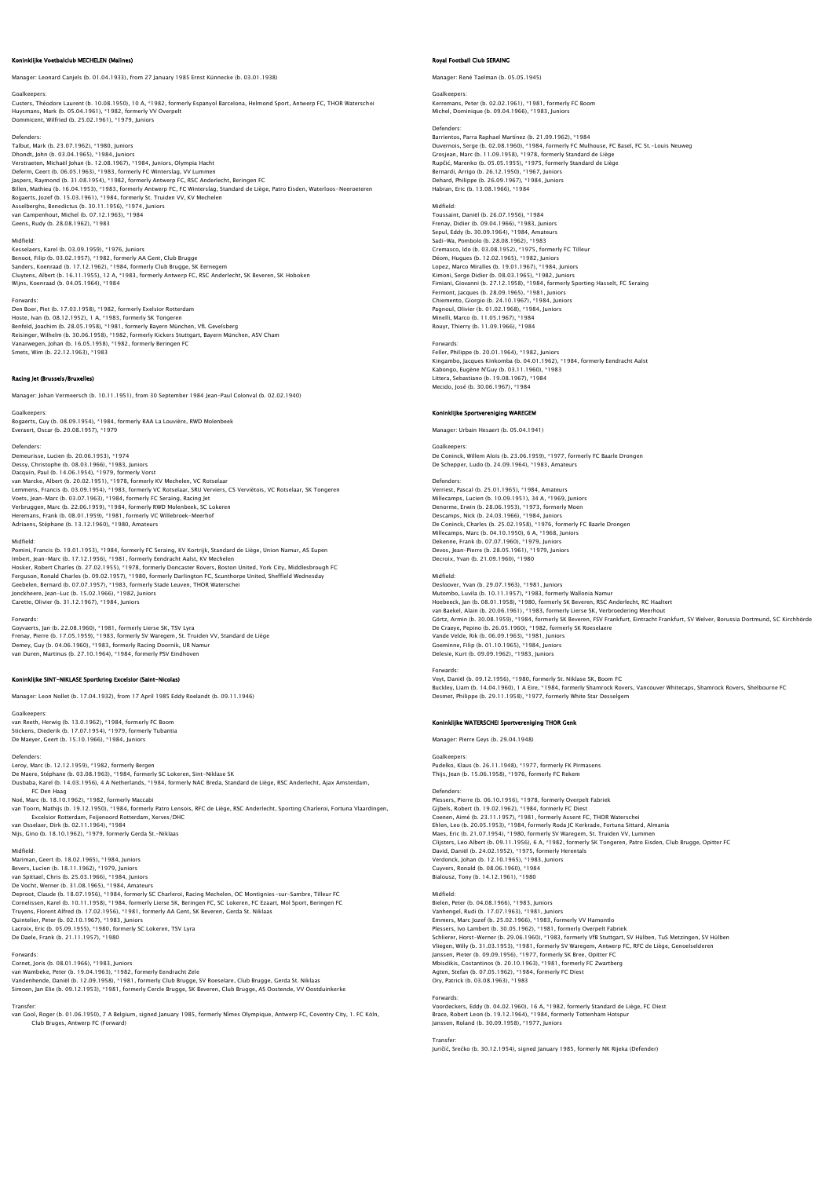## Koninklijke Voetbalclub MECHELEN (Malines)

Manager: Leonard Canjels (b. 01.04.1933), from 27 January 1985 Ernst Künnecke (b. 03.01.1938)

Goalkeepers:
Custers, Théodore Laurent (b. 10.08.1950), 10 A, *1982, formerly Espanyol Barcelona, Helmond Sport, Antwerp FC, THOR Waterschei
Huysmans, Mark (b. 05.04.1961), *1982, formerly VV Overpelt
Dommicent, Wilfried (b. 25.02.1961), *1979, Juniors

Defenders:
Talbut, Mark (b. 23.07.1962), *1980, Juniors
Dhondt, John (b. 03.04.1965), *1984, Juniors
Verstraeten, Michaël Johan (b. 12.08.1967), *1984, Juniors, Olympia Hacht
Deferm, Geert (b. 06.05.1963), *1983, formerly FC Winterslag, VV Lummen
Jaspers, Raymond (b. 31.08.1954), *1982, formerly Antwerp FC, RSC Anderlecht, Beringen FC
Billen, Mathieu (b. 16.04.1953), *1983, formerly Antwerp FC, FC Winterslag, Standard de Liège, Patro Eisden, Waterloos-Neeroeteren
Bogaerts, Jozef (b. 15.03.1961), *1984, formerly St. Truiden VV, KV Mechelen
Asselberghs, Benedictus (b. 30.11.1956), *1974, Juniors
van Campenhout, Michel (b. 07.12.1963), *1984
Geens, Rudy (b. 28.08.1962), *1983

Midfield:
Kesselaers, Karel (b. 03.09.1959), *1976, Juniors
Benoot, Filip (b. 03.02.1957), *1982, formerly AA Gent, Club Brugge
Sanders, Koenraad (b. 17.12.1962), *1984, formerly Club Brugge, SK Eernegem
Cluytens, Albert (b. 16.11.1955), 12 A, *1983, formerly Antwerp FC, RSC Anderlecht, SK Beveren, SK Hoboken
Wijns, Koenraad (b. 04.05.1964), *1984

Forwards:
Den Boer, Piet (b. 17.03.1958), *1982, formerly Exelsior Rotterdam
Hoste, Ivan (b. 08.12.1952), 1 A, *1983, formerly SK Tongeren
Benfeld, Joachim (b. 28.05.1958), *1981, formerly Bayern München, VfL Gevelsberg
Reisinger, Wilhelm (b. 30.06.1958), *1982, formerly Kickers Stuttgart, Bayern München, ASV Cham
Vanarwegen, Johan (b. 16.05.1958), *1982, formerly Beringen FC
Smets, Wim (b. 22.12.1963), *1983

## Racing Jet (Brussels/Bruxelles)

Manager: Johan Vermeersch (b. 10.11.1951), from 30 September 1984 Jean-Paul Colonval (b. 02.02.1940)

Goalkeepers:
Bogaerts, Guy (b. 08.09.1954), *1984, formerly RAA La Louvière, RWD Molenbeek
Everaert, Oscar (b. 20.08.1957), *1979

Defenders:
Demeurisse, Lucien (b. 20.06.1953), *1974
Dessy, Christophe (b. 08.03.1966), *1983, Juniors
Dacquin, Paul (b. 14.06.1954), *1979, formerly Vorst
van Marcke, Albert (b. 20.02.1951), *1978, formerly KV Mechelen, VC Rotselaar
Lemmens, Francis (b. 03.09.1954), *1983, formerly VC Rotselaar, SRU Verviers, CS Verviétois, VC Rotselaar, SK Tongeren
Voets, Jean-Marc (b. 03.07.1963), *1984, formerly FC Seraing, Racing Jet
Verbruggen, Marc (b. 22.06.1959), *1984, formerly RWD Molenbeek, SC Lokeren
Heremans, Frank (b. 08.01.1959), *1981, formerly VC Willebroek-Meerhof
Adriaens, Stéphane (b. 13.12.1960), *1980, Amateurs

Midfield:
Pomini, Francis (b. 19.01.1953), *1984, formerly FC Seraing, KV Kortrijk, Standard de Liège, Union Namur, AS Eupen
Imbert, Jean-Marc (b. 17.12.1956), *1981, formerly Eendracht Aalst, KV Mechelen
Hosker, Robert Charles (b. 27.02.1955), *1978, formerly Doncaster Rovers, Boston United, York City, Middlesbrough FC
Ferguson, Ronald Charles (b. 09.02.1957), *1980, formerly Darlington FC, Scunthorpe United, Sheffield Wednesday
Geebelen, Bernard (b. 07.07.1957), *1983, formerly Stade Leuven, THOR Waterschei
Jonckheere, Jean-Luc (b. 15.02.1966), *1982, Juniors
Carette, Olivier (b. 31.12.1967), *1984, Juniors

Forwards:
Goyvaerts, Jan (b. 22.08.1960), *1981, formerly Lierse SK, TSV Lyra
Frenay, Pierre (b. 17.05.1959), *1983, formerly SV Waregem, St. Truiden VV, Standard de Liège
Demey, Guy (b. 04.06.1960), *1983, formerly Racing Doornik, UR Namur
van Duren, Martinus (b. 27.10.1964), *1984, formerly PSV Eindhoven

## Koninklijke SINT-NIKLASE Sportkring Excelsior (Saint-Nicolas)

Manager: Leon Nollet (b. 17.04.1932), from 17 April 1985 Eddy Roelandt (b. 09.11.1946)

Goalkeepers:
van Reeth, Herwig (b. 13.0.1962), *1984, formerly FC Boom
Stickens, Diederik (b. 17.07.1954), *1979, formerly Tubantia
De Maeyer, Geert (b. 15.10.1966), *1984, Juniors

Defenders:
Leroy, Marc (b. 12.12.1959), *1982, formerly Bergen
De Maere, Stéphane (b. 03.08.1963), *1984, formerly SC Lokeren, Sint-Niklase SK
Dusbaba, Karel (b. 14.03.1956), 4 A Netherlands, *1984, formerly NAC Breda, Standard de Liège, RSC Anderlecht, Ajax Amsterdam, FC Den Haag
Noé, Marc (b. 18.10.1962), *1982, formerly Maccabi
van Toorn, Mathijs (b. 19.12.1950), *1984, formerly Patro Lensois, RFC de Liège, RSC Anderlecht, Sporting Charleroi, Fortuna Vlaardingen, Excelsior Rotterdam, Feijenoord Rotterdam, Xerves/DHC
van Osselaer, Dirk (b. 02.11.1964), *1984
Nijs, Gino (b. 18.10.1962), *1979, formerly Gerda St.-Niklaas

Midfield:
Mariman, Geert (b. 18.02.1965), *1984, Juniors
Bevers, Lucien (b. 18.11.1962), *1979, Juniors
van Spittael, Chris (b. 25.03.1966), *1984, Juniors
De Vocht, Werner (b. 31.08.1965), *1984, Amateurs
Deproot, Claude (b. 18.07.1956), *1984, formerly SC Charleroi, Racing Mechelen, OC Montignies-sur-Sambre, Tilleur FC
Cornelissen, Karel (b. 10.11.1958), *1984, formerly Lierse SK, Beringen FC, SC Lokeren, FC Ezaart, Mol Sport, Beringen FC
Truyens, Florent Alfred (b. 17.02.1956), *1981, formerly AA Gent, SK Beveren, Gerda St. Niklaas
Quintelier, Peter (b. 02.10.1967), *1983, Juniors
Lacroix, Eric (b. 05.09.1955), *1980, formerly SC Lokeren, TSV Lyra
De Daele, Frank (b. 21.11.1957), *1980

Forwards:
Cornet, Joris (b. 08.01.1966), *1983, Juniors
van Wambeke, Peter (b. 19.04.1963), *1982, formerly Eendracht Zele
Vandenhende, Daniël (b. 12.09.1958), *1981, formerly Club Brugge, SV Roeselare, Club Brugge, Gerda St. Niklaas
Simoen, Jan Elie (b. 09.12.1953), *1981, formerly Cercle Brugge, SK Beveren, Club Brugge, AS Oostende, VV Oostduinkerke

Transfer:
van Gool, Roger (b. 01.06.1950), 7 A Belgium, signed January 1985, formerly Nîmes Olympique, Antwerp FC, Coventry City, 1. FC Köln, Club Bruges, Antwerp FC (Forward)

## Royal Football Club SERAING

Manager: René Taelman (b. 05.05.1945)

Goalkeepers:
Kerremans, Peter (b. 02.02.1961), *1981, formerly FC Boom
Michel, Dominique (b. 09.04.1966), *1983, Juniors

Defenders:
Barrientos, Parra Raphael Martinez (b. 21.09.1962), *1984
Duvernois, Serge (b. 02.08.1960), *1984, formerly FC Mulhouse, FC Basel, FC St.-Louis Neuweg
Grosjean, Marc (b. 11.09.1958), *1978, formerly Standard de Liège
Rupčić, Marenko (b. 05.05.1955), *1975, formerly Standard de Liège
Bernardi, Arrigo (b. 26.12.1950), *1967, Juniors
Dehard, Philippe (b. 26.09.1967), *1984, Juniors
Habran, Eric (b. 13.08.1966), *1984

Midfield:
Toussaint, Daniël (b. 26.07.1956), *1984
Frenay, Didier (b. 09.04.1966), *1983, Juniors
Sepul, Eddy (b. 30.09.1964), *1984, Amateurs
Sadi-Wa, Pombolo (b. 28.08.1962), *1983
Cremasco, Ido (b. 03.08.1952), *1975, formerly FC Tilleur
Déom, Hugues (b. 12.02.1965), *1982, Juniors
Lopez, Marco Miralles (b. 19.01.1967), *1984, Juniors
Kimoni, Serge Didier (b. 08.03.1965), *1982, Juniors
Fimiani, Giovanni (b. 27.12.1958), *1984, formerly Sporting Hasselt, FC Seraing
Fermont, Jacques (b. 28.09.1965), *1981, Juniors
Chiemento, Giorgio (b. 24.10.1967), *1984, Juniors
Pagnoul, Olivier (b. 01.02.1968), *1984, Juniors
Minelli, Marco (b. 11.05.1967), *1984
Rouyr, Thierry (b. 11.09.1966), *1984

Forwards:
Feller, Philippe (b. 20.01.1964), *1982, Juniors
Kingambo, Jacques Kinkomba (b. 04.01.1962), *1984, formerly Eendracht Aalst
Kabongo, Eugène N'Guy (b. 03.11.1960), *1983
Littera, Sebastiano (b. 19.08.1967), *1984
Mecido, José (b. 30.06.1967), *1984

## Koninklijke Sportvereniging WAREGEM

Manager: Urbain Hesaert (b. 05.04.1941)

Goalkeepers:
De Coninck, Willem Alois (b. 23.06.1959), *1977, formerly FC Baarle Drongen
De Schepper, Ludo (b. 24.09.1964), *1983, Amateurs

Defenders:
Verriest, Pascal (b. 25.01.1965), *1984, Amateurs
Millecamps, Lucien (b. 10.09.1951), 34 A, *1969, Juniors
Denorme, Erwin (b. 28.06.1953), *1973, formerly Moen
Descamps, Nick (b. 24.03.1966), *1984, Juniors
De Coninck, Charles (b. 25.02.1958), *1976, formerly FC Baarle Drongen
Millecamps, Marc (b. 04.10.1950), 6 A, *1968, Juniors
Dekenne, Frank (b. 07.07.1960), *1979, Juniors
Devos, Jean-Pierre (b. 28.05.1961), *1979, Juniors
Decroix, Yvan (b. 21.09.1960), *1980

Midfield:
Desloover, Yvan (b. 29.07.1963), *1981, Juniors
Mutombo, Luvila (b. 10.11.1957), *1983, formerly Wallonia Namur
Hoebeeck, Jan (b. 08.01.1958), *1980, formerly SK Beveren, RSC Anderlecht, RC Haaltert
van Baekel, Alain (b. 20.06.1961), *1983, formerly Lierse SK, Verbroedering Meerhout
Görtz, Armin (b. 30.08.1959), *1984, formerly SK Beveren, FSV Frankfurt, Eintracht Frankfurt, SV Welver, Borussia Dortmund, SC Kirchhörde
De Craeye, Pepino (b. 26.05.1960), *1982, formerly SK Roeselaere
Vande Velde, Rik (b. 06.09.1963), *1981, Juniors
Goeminne, Filip (b. 01.10.1965), *1984, Juniors
Delesie, Kurt (b. 09.09.1962), *1983, Juniors

Forwards:
Veyt, Daniël (b. 09.12.1956), *1980, formerly St. Niklase SK, Boom FC
Buckley, Liam (b. 14.04.1960), 1 A Eire, *1984, formerly Shamrock Rovers, Vancouver Whitecaps, Shamrock Rovers, Shelbourne FC
Desmet, Philippe (b. 29.11.1958), *1977, formerly White Star Desselgem

## Koninklijke WATERSCHEI Sportvereniging THOR Genk

Manager: Pierre Geys (b. 29.04.1948)

Goalkeepers:
Pudelko, Klaus (b. 26.11.1948), *1977, formerly FK Pirmasens
Thijs, Jean (b. 15.06.1958), *1976, formerly FC Rekem

Defenders:
Plessers, Pierre (b. 06.10.1956), *1978, formerly Overpelt Fabriek
Gijbels, Robert (b. 19.02.1962), *1984, formerly FC Diest
Coenen, Aimé (b. 23.11.1957), *1981, formerly Assent FC, THOR Waterschei
Ehlen, Leo (b. 20.05.1953), *1984, formerly Roda JC Kerkrade, Fortuna Sittard, Almania
Maes, Eric (b. 21.07.1954), *1980, formerly SV Waregem, St. Truiden VV, Lummen
Clijsters, Leo Albert (b. 09.11.1956), 6 A, *1982, formerly SK Tongeren, Patro Eisden, Club Brugge, Opitter FC
David, Daniël (b. 24.02.1952), *1975, formerly Herentals
Verdonck, Johan (b. 12.10.1965), *1983, Juniors
Cuyvers, Ronald (b. 08.06.1960), *1984
Bialousz, Tony (b. 14.12.1961), *1980

Midfield:
Bielen, Peter (b. 04.08.1966), *1983, Juniors
Vanhengel, Rudi (b. 17.07.1963), *1981, Juniors
Emmers, Marc Jozef (b. 25.02.1966), *1983, formerly VV Hamontlo
Plessers, Ivo Lambert (b. 30.05.1962), *1981, formerly Overpelt Fabriek
Schlierer, Horst-Werner (b. 29.06.1960), *1983, formerly VfB Stuttgart, SV Hülben, TuS Metzingen, SV Hülben
Vliegen, Willy (b. 31.03.1953), *1981, formerly SV Waregem, Antwerp FC, RFC de Liège, Genoelselderen
Janssen, Pieter (b. 09.09.1956), *1977, formerly SK Bree, Opitter FC
Mbisdikis, Costantinos (b. 20.10.1963), *1981, formerly FC Zwartberg
Agten, Stefan (b. 07.05.1962), *1984, formerly FC Diest
Ory, Patrick (b. 03.08.1963), *1983

Forwards:
Voordeckers, Eddy (b. 04.02.1960), 16 A, *1982, formerly Standard de Liège, FC Diest
Brace, Robert Leon (b. 19.12.1964), *1984, formerly Tottenham Hotspur
Janssen, Roland (b. 30.09.1958), *1977, Juniors

Transfer:
Juričić, Srećko (b. 30.12.1954), signed January 1985, formerly NK Rijeka (Defender)